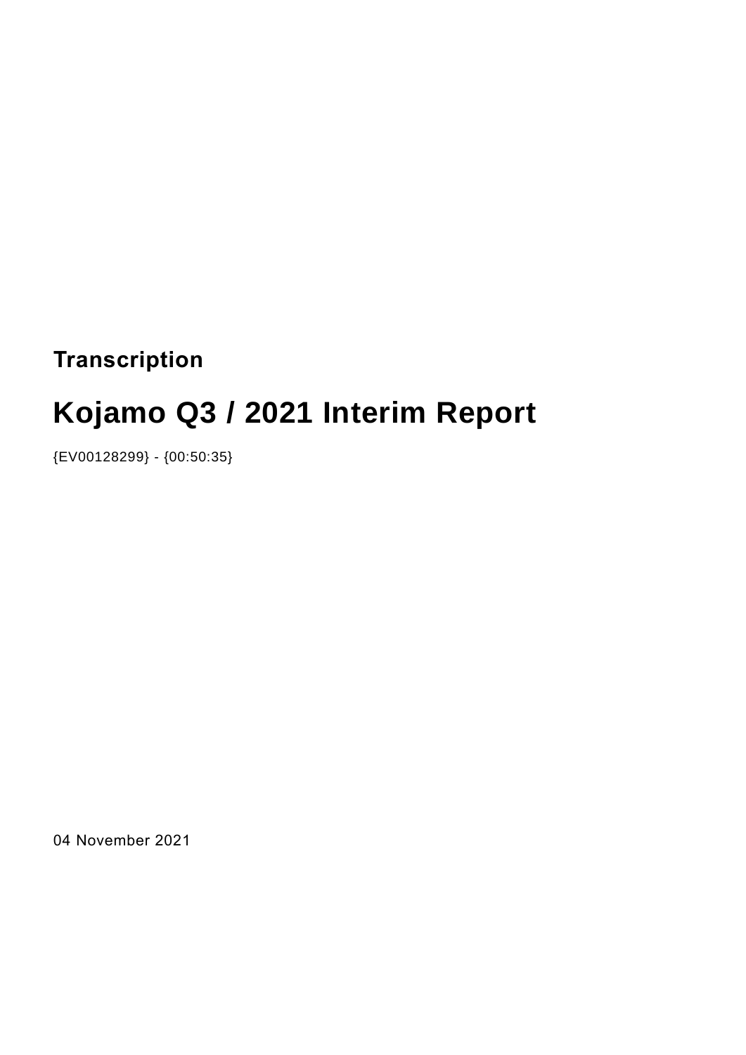**Transcription**

# Kojamo Q3 / 2021 Interim Report

{EV00128299} - {00:50:35}

04 November 2021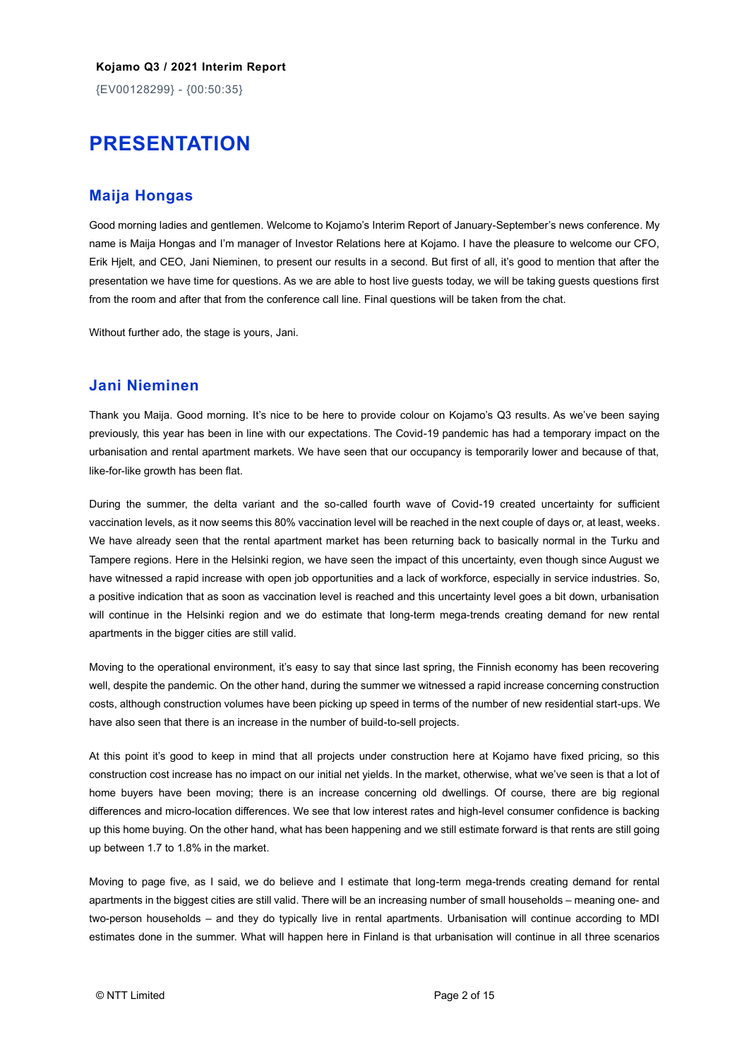**Kojamo Q3 / 2021 Interim Report**

{EV00128299} - {00:50:35}

# PRESENTATION

## Maija Hongas

Good morning ladies and gentlemen. Welcome to Kojamo's Interim Report of January-September's news conference. My name is Maija Hongas and I'm manager of Investor Relations here at Kojamo. I have the pleasure to welcome our CFO, Erik Hjelt, and CEO, Jani Nieminen, to present our results in a second. But first of all, it's good to mention that after the presentation we have time for questions. As we are able to host live guests today, we will be taking guests questions first from the room and after that from the conference call line. Final questions will be taken from the chat.

Without further ado, the stage is yours, Jani.

## Jani Nieminen

Thank you Maija. Good morning. It's nice to be here to provide colour on Kojamo's Q3 results. As we've been saying previously, this year has been in line with our expectations. The Covid-19 pandemic has had a temporary impact on the urbanisation and rental apartment markets. We have seen that our occupancy is temporarily lower and because of that, like-for-like growth has been flat.

During the summer, the delta variant and the so-called fourth wave of Covid-19 created uncertainty for sufficient vaccination levels, as it now seems this 80% vaccination level will be reached in the next couple of days or, at least, weeks. We have already seen that the rental apartment market has been returning back to basically normal in the Turku and Tampere regions. Here in the Helsinki region, we have seen the impact of this uncertainty, even though since August we have witnessed a rapid increase with open job opportunities and a lack of workforce, especially in service industries. So, a positive indication that as soon as vaccination level is reached and this uncertainty level goes a bit down, urbanisation will continue in the Helsinki region and we do estimate that long-term mega-trends creating demand for new rental apartments in the bigger cities are still valid.

Moving to the operational environment, it's easy to say that since last spring, the Finnish economy has been recovering well, despite the pandemic. On the other hand, during the summer we witnessed a rapid increase concerning construction costs, although construction volumes have been picking up speed in terms of the number of new residential start-ups. We have also seen that there is an increase in the number of build-to-sell projects.

At this point it's good to keep in mind that all projects under construction here at Kojamo have fixed pricing, so this construction cost increase has no impact on our initial net yields. In the market, otherwise, what we've seen is that a lot of home buyers have been moving; there is an increase concerning old dwellings. Of course, there are big regional differences and micro-location differences. We see that low interest rates and high-level consumer confidence is backing up this home buying. On the other hand, what has been happening and we still estimate forward is that rents are still going up between 1.7 to 1.8% in the market.

Moving to page five, as I said, we do believe and I estimate that long-term mega-trends creating demand for rental apartments in the biggest cities are still valid. There will be an increasing number of small households – meaning one- and two-person households – and they do typically live in rental apartments. Urbanisation will continue according to MDI estimates done in the summer. What will happen here in Finland is that urbanisation will continue in all three scenarios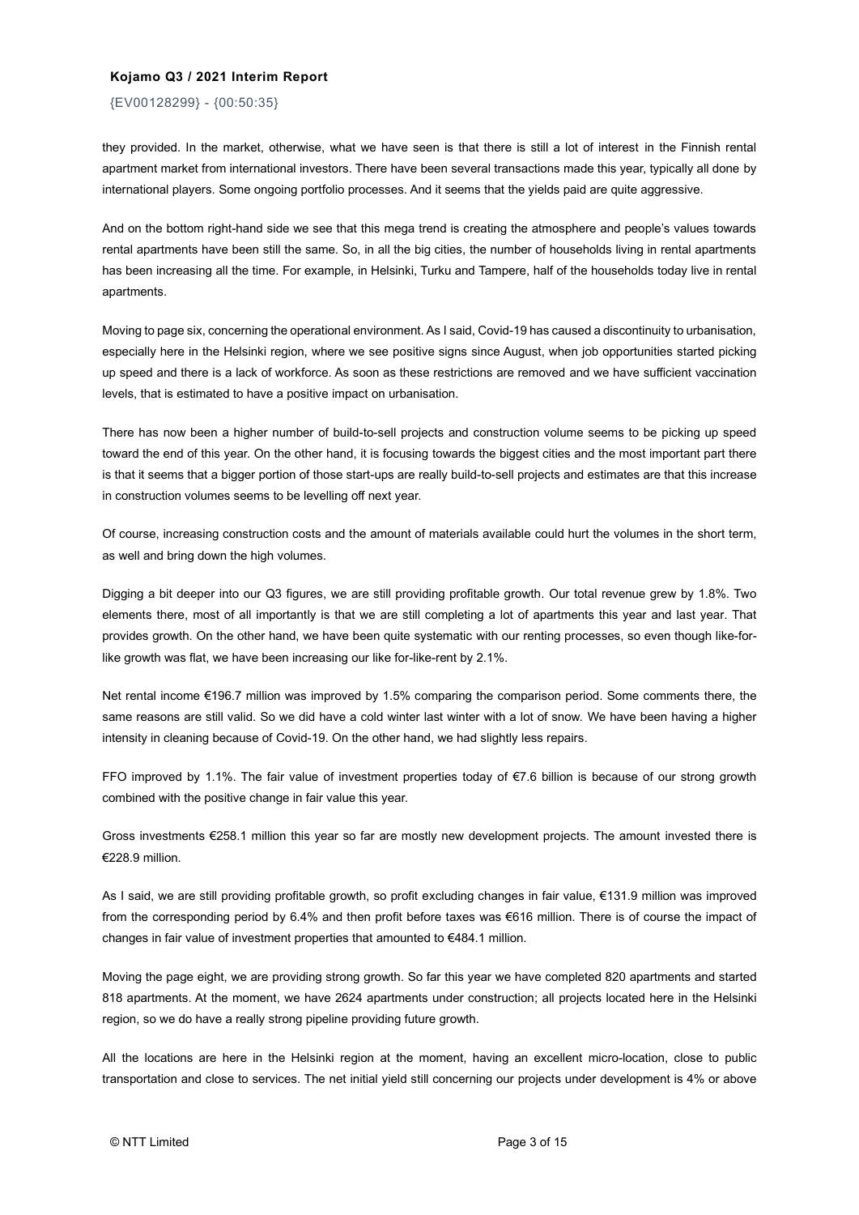they provided. In the market, otherwise, what we have seen is that there is still a lot of interest in the Finnish rental apartment market from international investors. There have been several transactions made this year, typically all done by international players. Some ongoing portfolio processes. And it seems that the yields paid are quite aggressive.

And on the bottom right-hand side we see that this mega trend is creating the atmosphere and people's values towards rental apartments have been still the same. So, in all the big cities, the number of households living in rental apartments has been increasing all the time. For example, in Helsinki, Turku and Tampere, half of the households today live in rental apartments.

Moving to page six, concerning the operational environment. As I said, Covid-19 has caused a discontinuity to urbanisation, especially here in the Helsinki region, where we see positive signs since August, when job opportunities started picking up speed and there is a lack of workforce. As soon as these restrictions are removed and we have sufficient vaccination levels, that is estimated to have a positive impact on urbanisation.

There has now been a higher number of build-to-sell projects and construction volume seems to be picking up speed toward the end of this year. On the other hand, it is focusing towards the biggest cities and the most important part there is that it seems that a bigger portion of those start-ups are really build-to-sell projects and estimates are that this increase in construction volumes seems to be levelling off next year.

Of course, increasing construction costs and the amount of materials available could hurt the volumes in the short term, as well and bring down the high volumes.

Digging a bit deeper into our Q3 figures, we are still providing profitable growth. Our total revenue grew by 1.8%. Two elements there, most of all importantly is that we are still completing a lot of apartments this year and last year. That provides growth. On the other hand, we have been quite systematic with our renting processes, so even though like-for-like growth was flat, we have been increasing our like for-like-rent by 2.1%.

Net rental income €196.7 million was improved by 1.5% comparing the comparison period. Some comments there, the same reasons are still valid. So we did have a cold winter last winter with a lot of snow. We have been having a higher intensity in cleaning because of Covid-19. On the other hand, we had slightly less repairs.

FFO improved by 1.1%. The fair value of investment properties today of €7.6 billion is because of our strong growth combined with the positive change in fair value this year.

Gross investments €258.1 million this year so far are mostly new development projects. The amount invested there is €228.9 million.

As I said, we are still providing profitable growth, so profit excluding changes in fair value, €131.9 million was improved from the corresponding period by 6.4% and then profit before taxes was €616 million. There is of course the impact of changes in fair value of investment properties that amounted to €484.1 million.

Moving the page eight, we are providing strong growth. So far this year we have completed 820 apartments and started 818 apartments. At the moment, we have 2624 apartments under construction; all projects located here in the Helsinki region, so we do have a really strong pipeline providing future growth.

All the locations are here in the Helsinki region at the moment, having an excellent micro-location, close to public transportation and close to services. The net initial yield still concerning our projects under development is 4% or above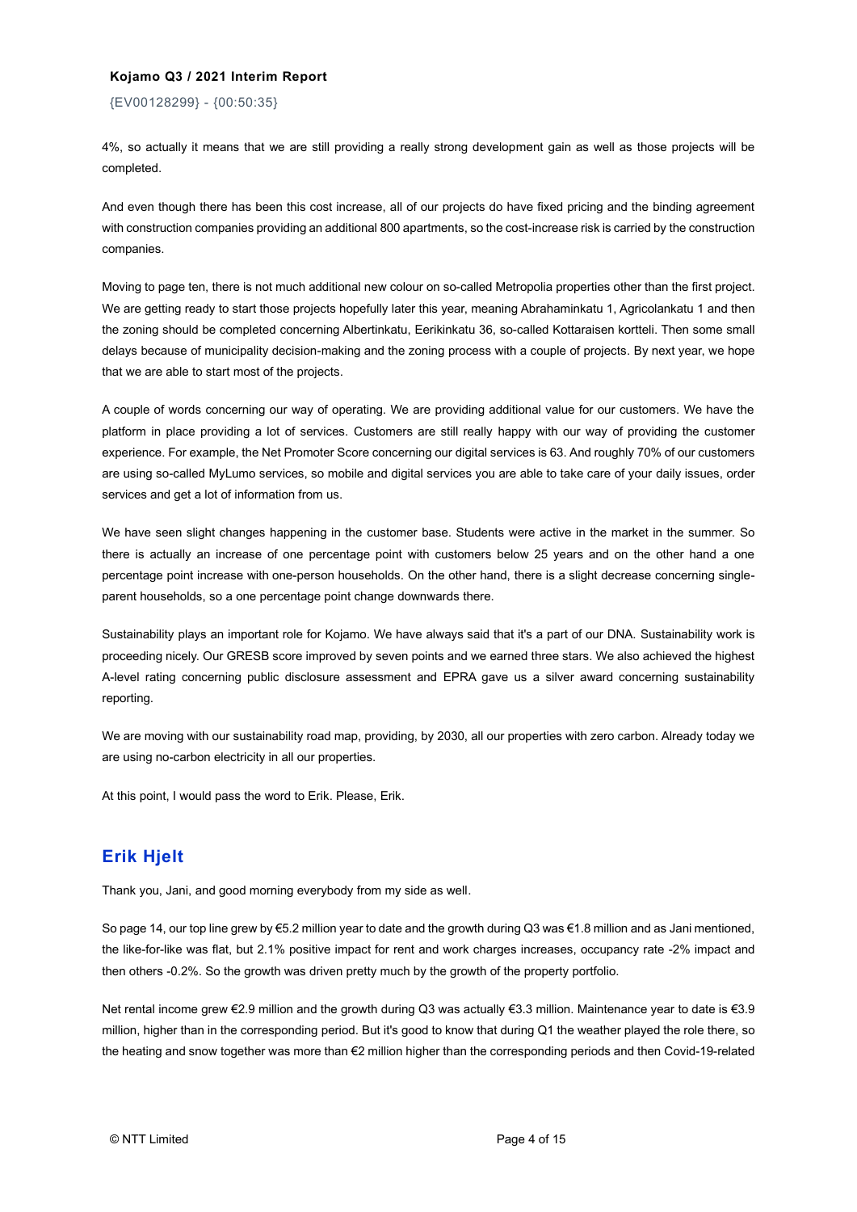4%, so actually it means that we are still providing a really strong development gain as well as those projects will be completed.

And even though there has been this cost increase, all of our projects do have fixed pricing and the binding agreement with construction companies providing an additional 800 apartments, so the cost-increase risk is carried by the construction companies.

Moving to page ten, there is not much additional new colour on so-called Metropolia properties other than the first project. We are getting ready to start those projects hopefully later this year, meaning Abrahaminkatu 1, Agricolankatu 1 and then the zoning should be completed concerning Albertinkatu, Eerikinkatu 36, so-called Kottaraisen kortteli. Then some small delays because of municipality decision-making and the zoning process with a couple of projects. By next year, we hope that we are able to start most of the projects.

A couple of words concerning our way of operating. We are providing additional value for our customers. We have the platform in place providing a lot of services. Customers are still really happy with our way of providing the customer experience. For example, the Net Promoter Score concerning our digital services is 63. And roughly 70% of our customers are using so-called MyLumo services, so mobile and digital services you are able to take care of your daily issues, order services and get a lot of information from us.

We have seen slight changes happening in the customer base. Students were active in the market in the summer. So there is actually an increase of one percentage point with customers below 25 years and on the other hand a one percentage point increase with one-person households. On the other hand, there is a slight decrease concerning single-parent households, so a one percentage point change downwards there.

Sustainability plays an important role for Kojamo. We have always said that it's a part of our DNA. Sustainability work is proceeding nicely. Our GRESB score improved by seven points and we earned three stars. We also achieved the highest A-level rating concerning public disclosure assessment and EPRA gave us a silver award concerning sustainability reporting.

We are moving with our sustainability road map, providing, by 2030, all our properties with zero carbon. Already today we are using no-carbon electricity in all our properties.

At this point, I would pass the word to Erik. Please, Erik.

## Erik Hjelt

Thank you, Jani, and good morning everybody from my side as well.

So page 14, our top line grew by €5.2 million year to date and the growth during Q3 was €1.8 million and as Jani mentioned, the like-for-like was flat, but 2.1% positive impact for rent and work charges increases, occupancy rate -2% impact and then others -0.2%. So the growth was driven pretty much by the growth of the property portfolio.

Net rental income grew €2.9 million and the growth during Q3 was actually €3.3 million. Maintenance year to date is €3.9 million, higher than in the corresponding period. But it's good to know that during Q1 the weather played the role there, so the heating and snow together was more than €2 million higher than the corresponding periods and then Covid-19-related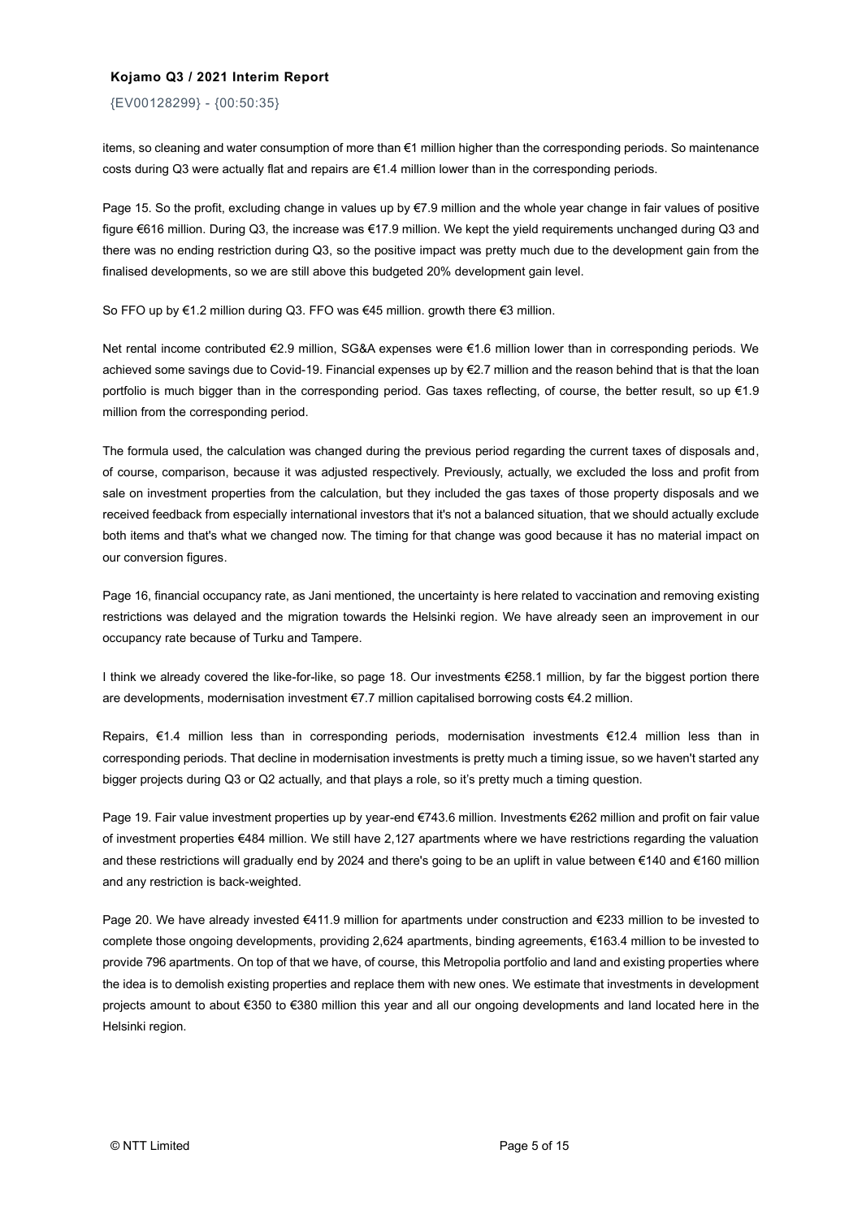items, so cleaning and water consumption of more than €1 million higher than the corresponding periods. So maintenance costs during Q3 were actually flat and repairs are €1.4 million lower than in the corresponding periods.

Page 15. So the profit, excluding change in values up by €7.9 million and the whole year change in fair values of positive figure €616 million. During Q3, the increase was €17.9 million. We kept the yield requirements unchanged during Q3 and there was no ending restriction during Q3, so the positive impact was pretty much due to the development gain from the finalised developments, so we are still above this budgeted 20% development gain level.

So FFO up by €1.2 million during Q3. FFO was €45 million. growth there €3 million.

Net rental income contributed €2.9 million, SG&A expenses were €1.6 million lower than in corresponding periods. We achieved some savings due to Covid-19. Financial expenses up by €2.7 million and the reason behind that is that the loan portfolio is much bigger than in the corresponding period. Gas taxes reflecting, of course, the better result, so up €1.9 million from the corresponding period.

The formula used, the calculation was changed during the previous period regarding the current taxes of disposals and, of course, comparison, because it was adjusted respectively. Previously, actually, we excluded the loss and profit from sale on investment properties from the calculation, but they included the gas taxes of those property disposals and we received feedback from especially international investors that it's not a balanced situation, that we should actually exclude both items and that's what we changed now. The timing for that change was good because it has no material impact on our conversion figures.

Page 16, financial occupancy rate, as Jani mentioned, the uncertainty is here related to vaccination and removing existing restrictions was delayed and the migration towards the Helsinki region. We have already seen an improvement in our occupancy rate because of Turku and Tampere.

I think we already covered the like-for-like, so page 18. Our investments €258.1 million, by far the biggest portion there are developments, modernisation investment €7.7 million capitalised borrowing costs €4.2 million.

Repairs, €1.4 million less than in corresponding periods, modernisation investments €12.4 million less than in corresponding periods. That decline in modernisation investments is pretty much a timing issue, so we haven't started any bigger projects during Q3 or Q2 actually, and that plays a role, so it's pretty much a timing question.

Page 19. Fair value investment properties up by year-end €743.6 million. Investments €262 million and profit on fair value of investment properties €484 million. We still have 2,127 apartments where we have restrictions regarding the valuation and these restrictions will gradually end by 2024 and there's going to be an uplift in value between €140 and €160 million and any restriction is back-weighted.

Page 20. We have already invested €411.9 million for apartments under construction and €233 million to be invested to complete those ongoing developments, providing 2,624 apartments, binding agreements, €163.4 million to be invested to provide 796 apartments. On top of that we have, of course, this Metropolia portfolio and land and existing properties where the idea is to demolish existing properties and replace them with new ones. We estimate that investments in development projects amount to about €350 to €380 million this year and all our ongoing developments and land located here in the Helsinki region.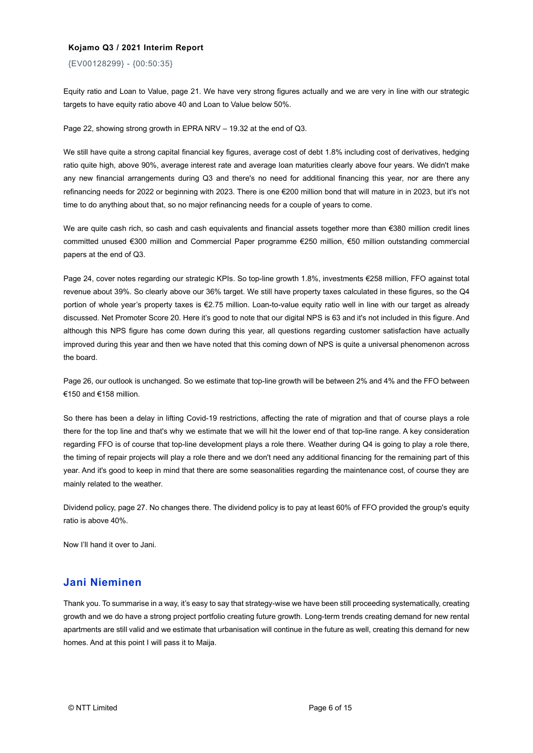Equity ratio and Loan to Value, page 21. We have very strong figures actually and we are very in line with our strategic targets to have equity ratio above 40 and Loan to Value below 50%.

Page 22, showing strong growth in EPRA NRV – 19.32 at the end of Q3.

We still have quite a strong capital financial key figures, average cost of debt 1.8% including cost of derivatives, hedging ratio quite high, above 90%, average interest rate and average loan maturities clearly above four years. We didn't make any new financial arrangements during Q3 and there's no need for additional financing this year, nor are there any refinancing needs for 2022 or beginning with 2023. There is one €200 million bond that will mature in in 2023, but it's not time to do anything about that, so no major refinancing needs for a couple of years to come.

We are quite cash rich, so cash and cash equivalents and financial assets together more than €380 million credit lines committed unused €300 million and Commercial Paper programme €250 million, €50 million outstanding commercial papers at the end of Q3.

Page 24, cover notes regarding our strategic KPIs. So top-line growth 1.8%, investments €258 million, FFO against total revenue about 39%. So clearly above our 36% target. We still have property taxes calculated in these figures, so the Q4 portion of whole year's property taxes is €2.75 million. Loan-to-value equity ratio well in line with our target as already discussed. Net Promoter Score 20. Here it's good to note that our digital NPS is 63 and it's not included in this figure. And although this NPS figure has come down during this year, all questions regarding customer satisfaction have actually improved during this year and then we have noted that this coming down of NPS is quite a universal phenomenon across the board.

Page 26, our outlook is unchanged. So we estimate that top-line growth will be between 2% and 4% and the FFO between €150 and €158 million.

So there has been a delay in lifting Covid-19 restrictions, affecting the rate of migration and that of course plays a role there for the top line and that's why we estimate that we will hit the lower end of that top-line range. A key consideration regarding FFO is of course that top-line development plays a role there. Weather during Q4 is going to play a role there, the timing of repair projects will play a role there and we don't need any additional financing for the remaining part of this year. And it's good to keep in mind that there are some seasonalities regarding the maintenance cost, of course they are mainly related to the weather.

Dividend policy, page 27. No changes there. The dividend policy is to pay at least 60% of FFO provided the group's equity ratio is above 40%.

Now I'll hand it over to Jani.

## Jani Nieminen

Thank you. To summarise in a way, it's easy to say that strategy-wise we have been still proceeding systematically, creating growth and we do have a strong project portfolio creating future growth. Long-term trends creating demand for new rental apartments are still valid and we estimate that urbanisation will continue in the future as well, creating this demand for new homes. And at this point I will pass it to Maija.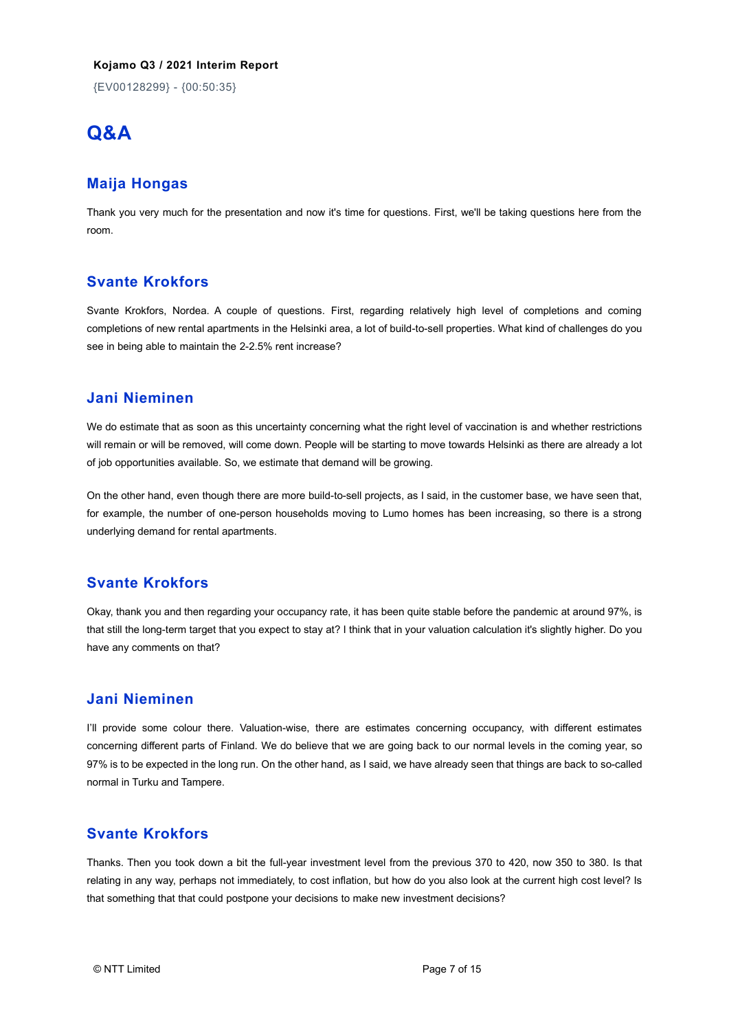# Q&A

## Maija Hongas

Thank you very much for the presentation and now it's time for questions. First, we'll be taking questions here from the room.

## Svante Krokfors

Svante Krokfors, Nordea. A couple of questions. First, regarding relatively high level of completions and coming completions of new rental apartments in the Helsinki area, a lot of build-to-sell properties. What kind of challenges do you see in being able to maintain the 2-2.5% rent increase?

## Jani Nieminen

We do estimate that as soon as this uncertainty concerning what the right level of vaccination is and whether restrictions will remain or will be removed, will come down. People will be starting to move towards Helsinki as there are already a lot of job opportunities available. So, we estimate that demand will be growing.

On the other hand, even though there are more build-to-sell projects, as I said, in the customer base, we have seen that, for example, the number of one-person households moving to Lumo homes has been increasing, so there is a strong underlying demand for rental apartments.

## Svante Krokfors

Okay, thank you and then regarding your occupancy rate, it has been quite stable before the pandemic at around 97%, is that still the long-term target that you expect to stay at? I think that in your valuation calculation it's slightly higher. Do you have any comments on that?

## Jani Nieminen

I'll provide some colour there. Valuation-wise, there are estimates concerning occupancy, with different estimates concerning different parts of Finland. We do believe that we are going back to our normal levels in the coming year, so 97% is to be expected in the long run. On the other hand, as I said, we have already seen that things are back to so-called normal in Turku and Tampere.

## Svante Krokfors

Thanks. Then you took down a bit the full-year investment level from the previous 370 to 420, now 350 to 380. Is that relating in any way, perhaps not immediately, to cost inflation, but how do you also look at the current high cost level? Is that something that that could postpone your decisions to make new investment decisions?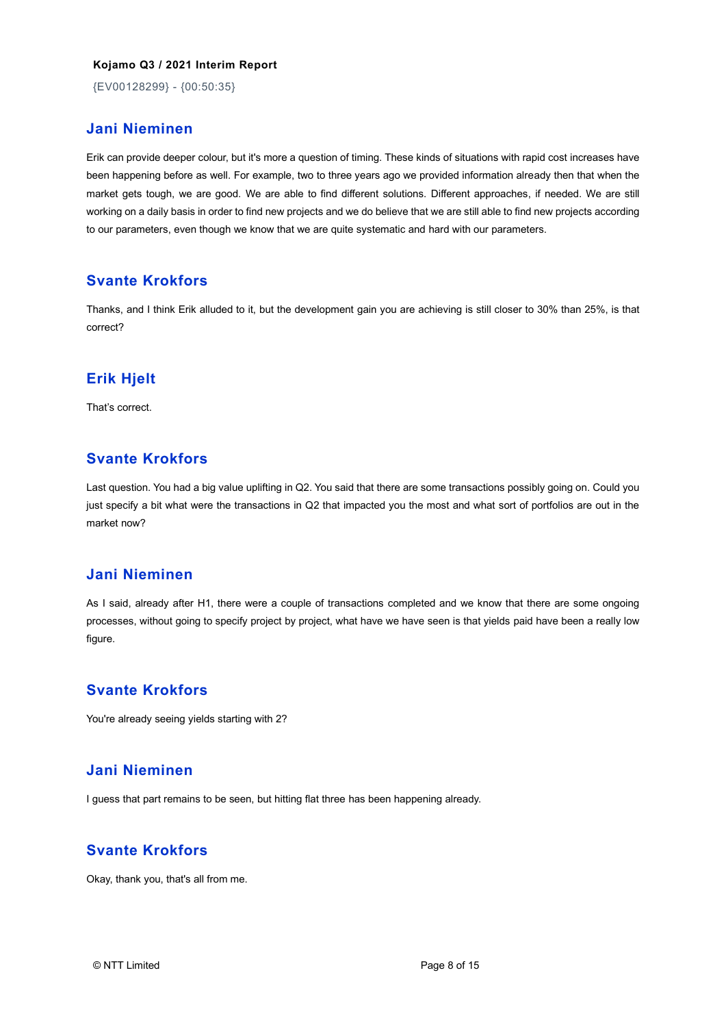## Jani Nieminen

Erik can provide deeper colour, but it's more a question of timing. These kinds of situations with rapid cost increases have been happening before as well. For example, two to three years ago we provided information already then that when the market gets tough, we are good. We are able to find different solutions. Different approaches, if needed. We are still working on a daily basis in order to find new projects and we do believe that we are still able to find new projects according to our parameters, even though we know that we are quite systematic and hard with our parameters.

## Svante Krokfors

Thanks, and I think Erik alluded to it, but the development gain you are achieving is still closer to 30% than 25%, is that correct?

## Erik Hjelt

That's correct.

## Svante Krokfors

Last question. You had a big value uplifting in Q2. You said that there are some transactions possibly going on. Could you just specify a bit what were the transactions in Q2 that impacted you the most and what sort of portfolios are out in the market now?

## Jani Nieminen

As I said, already after H1, there were a couple of transactions completed and we know that there are some ongoing processes, without going to specify project by project, what have we have seen is that yields paid have been a really low figure.

## Svante Krokfors

You're already seeing yields starting with 2?

## Jani Nieminen

I guess that part remains to be seen, but hitting flat three has been happening already.

## Svante Krokfors

Okay, thank you, that's all from me.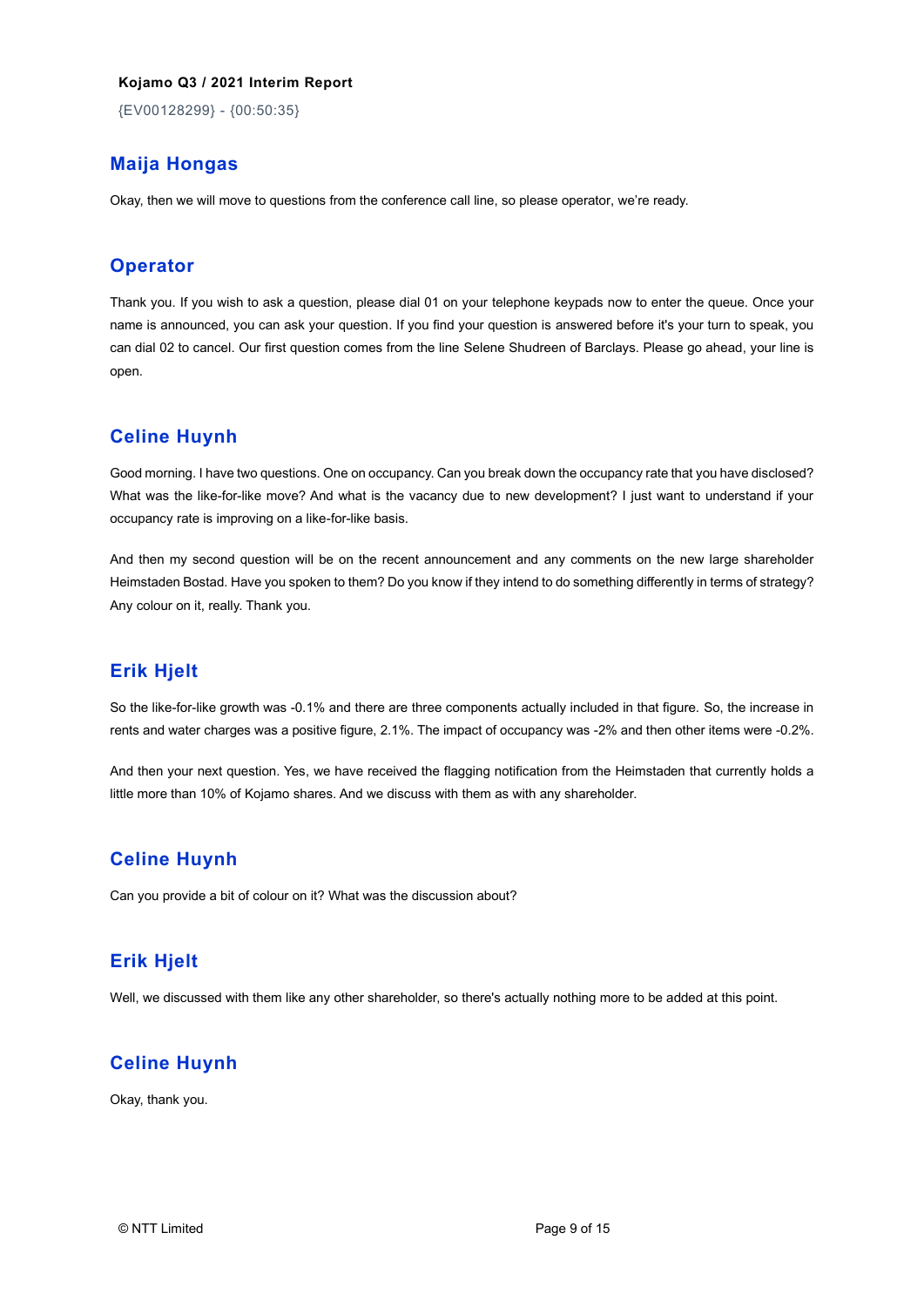**Kojamo Q3 / 2021 Interim Report**

{EV00128299} - {00:50:35}

## Maija Hongas

Okay, then we will move to questions from the conference call line, so please operator, we're ready.

## Operator

Thank you. If you wish to ask a question, please dial 01 on your telephone keypads now to enter the queue. Once your name is announced, you can ask your question. If you find your question is answered before it's your turn to speak, you can dial 02 to cancel. Our first question comes from the line Selene Shudreen of Barclays. Please go ahead, your line is open.

## Celine Huynh

Good morning. I have two questions. One on occupancy. Can you break down the occupancy rate that you have disclosed? What was the like-for-like move? And what is the vacancy due to new development? I just want to understand if your occupancy rate is improving on a like-for-like basis.

And then my second question will be on the recent announcement and any comments on the new large shareholder Heimstaden Bostad. Have you spoken to them? Do you know if they intend to do something differently in terms of strategy? Any colour on it, really. Thank you.

## Erik Hjelt

So the like-for-like growth was -0.1% and there are three components actually included in that figure. So, the increase in rents and water charges was a positive figure, 2.1%. The impact of occupancy was -2% and then other items were -0.2%.

And then your next question. Yes, we have received the flagging notification from the Heimstaden that currently holds a little more than 10% of Kojamo shares. And we discuss with them as with any shareholder.

## Celine Huynh

Can you provide a bit of colour on it? What was the discussion about?

## Erik Hjelt

Well, we discussed with them like any other shareholder, so there's actually nothing more to be added at this point.

## Celine Huynh

Okay, thank you.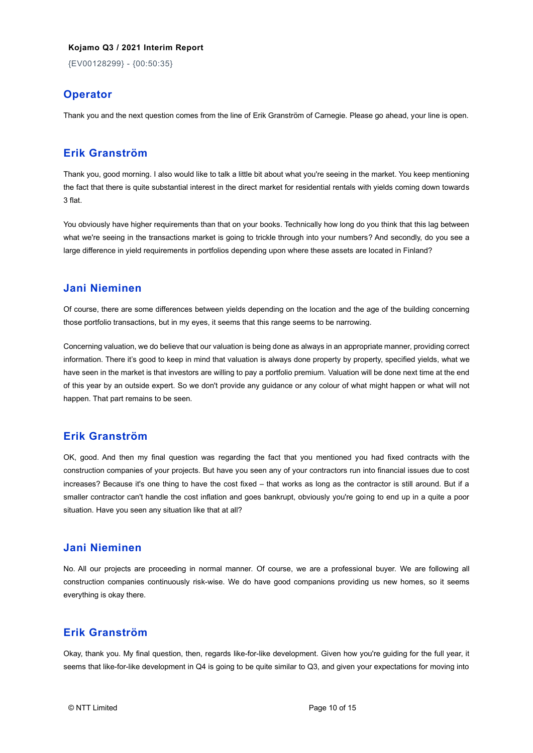## Operator

Thank you and the next question comes from the line of Erik Granström of Carnegie. Please go ahead, your line is open.

## Erik Granström

Thank you, good morning. I also would like to talk a little bit about what you're seeing in the market. You keep mentioning the fact that there is quite substantial interest in the direct market for residential rentals with yields coming down towards 3 flat.

You obviously have higher requirements than that on your books. Technically how long do you think that this lag between what we're seeing in the transactions market is going to trickle through into your numbers? And secondly, do you see a large difference in yield requirements in portfolios depending upon where these assets are located in Finland?

## Jani Nieminen

Of course, there are some differences between yields depending on the location and the age of the building concerning those portfolio transactions, but in my eyes, it seems that this range seems to be narrowing.

Concerning valuation, we do believe that our valuation is being done as always in an appropriate manner, providing correct information. There it's good to keep in mind that valuation is always done property by property, specified yields, what we have seen in the market is that investors are willing to pay a portfolio premium. Valuation will be done next time at the end of this year by an outside expert. So we don't provide any guidance or any colour of what might happen or what will not happen. That part remains to be seen.

## Erik Granström

OK, good. And then my final question was regarding the fact that you mentioned you had fixed contracts with the construction companies of your projects. But have you seen any of your contractors run into financial issues due to cost increases? Because it's one thing to have the cost fixed – that works as long as the contractor is still around. But if a smaller contractor can't handle the cost inflation and goes bankrupt, obviously you're going to end up in a quite a poor situation. Have you seen any situation like that at all?

## Jani Nieminen

No. All our projects are proceeding in normal manner. Of course, we are a professional buyer. We are following all construction companies continuously risk-wise. We do have good companions providing us new homes, so it seems everything is okay there.

## Erik Granström

Okay, thank you. My final question, then, regards like-for-like development. Given how you're guiding for the full year, it seems that like-for-like development in Q4 is going to be quite similar to Q3, and given your expectations for moving into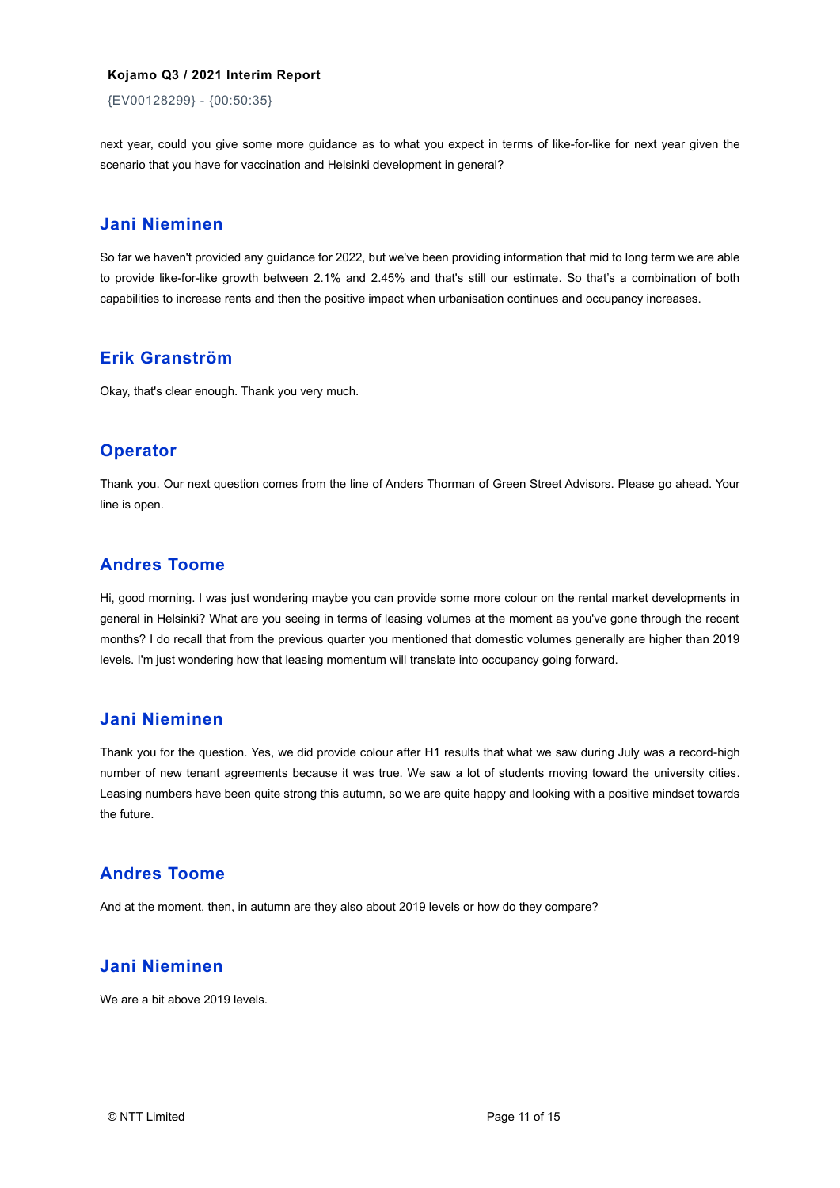next year, could you give some more guidance as to what you expect in terms of like-for-like for next year given the scenario that you have for vaccination and Helsinki development in general?

## Jani Nieminen

So far we haven't provided any guidance for 2022, but we've been providing information that mid to long term we are able to provide like-for-like growth between 2.1% and 2.45% and that's still our estimate. So that's a combination of both capabilities to increase rents and then the positive impact when urbanisation continues and occupancy increases.

## Erik Granström

Okay, that's clear enough. Thank you very much.

## Operator

Thank you. Our next question comes from the line of Anders Thorman of Green Street Advisors. Please go ahead. Your line is open.

## Andres Toome

Hi, good morning. I was just wondering maybe you can provide some more colour on the rental market developments in general in Helsinki? What are you seeing in terms of leasing volumes at the moment as you've gone through the recent months? I do recall that from the previous quarter you mentioned that domestic volumes generally are higher than 2019 levels. I'm just wondering how that leasing momentum will translate into occupancy going forward.

## Jani Nieminen

Thank you for the question. Yes, we did provide colour after H1 results that what we saw during July was a record-high number of new tenant agreements because it was true. We saw a lot of students moving toward the university cities. Leasing numbers have been quite strong this autumn, so we are quite happy and looking with a positive mindset towards the future.

## Andres Toome

And at the moment, then, in autumn are they also about 2019 levels or how do they compare?

## Jani Nieminen

We are a bit above 2019 levels.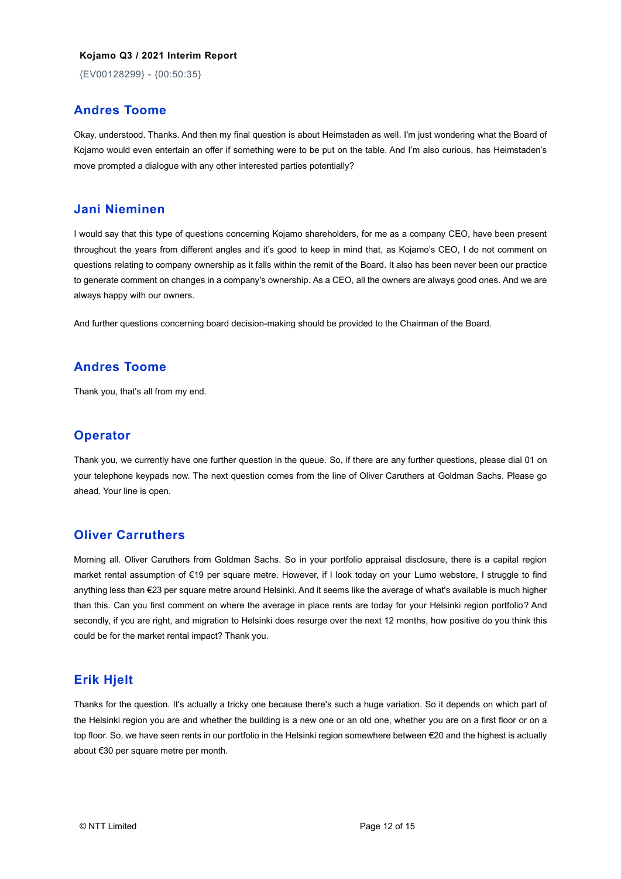## Andres Toome

Okay, understood. Thanks. And then my final question is about Heimstaden as well. I'm just wondering what the Board of Kojamo would even entertain an offer if something were to be put on the table. And I'm also curious, has Heimstaden's move prompted a dialogue with any other interested parties potentially?

## Jani Nieminen

I would say that this type of questions concerning Kojamo shareholders, for me as a company CEO, have been present throughout the years from different angles and it's good to keep in mind that, as Kojamo's CEO, I do not comment on questions relating to company ownership as it falls within the remit of the Board. It also has been never been our practice to generate comment on changes in a company's ownership. As a CEO, all the owners are always good ones. And we are always happy with our owners.

And further questions concerning board decision-making should be provided to the Chairman of the Board.

## Andres Toome

Thank you, that's all from my end.

## Operator

Thank you, we currently have one further question in the queue. So, if there are any further questions, please dial 01 on your telephone keypads now. The next question comes from the line of Oliver Caruthers at Goldman Sachs. Please go ahead. Your line is open.

## Oliver Carruthers

Morning all. Oliver Caruthers from Goldman Sachs. So in your portfolio appraisal disclosure, there is a capital region market rental assumption of €19 per square metre. However, if I look today on your Lumo webstore, I struggle to find anything less than €23 per square metre around Helsinki. And it seems like the average of what's available is much higher than this. Can you first comment on where the average in place rents are today for your Helsinki region portfolio? And secondly, if you are right, and migration to Helsinki does resurge over the next 12 months, how positive do you think this could be for the market rental impact? Thank you.

## Erik Hjelt

Thanks for the question. It's actually a tricky one because there's such a huge variation. So it depends on which part of the Helsinki region you are and whether the building is a new one or an old one, whether you are on a first floor or on a top floor. So, we have seen rents in our portfolio in the Helsinki region somewhere between €20 and the highest is actually about €30 per square metre per month.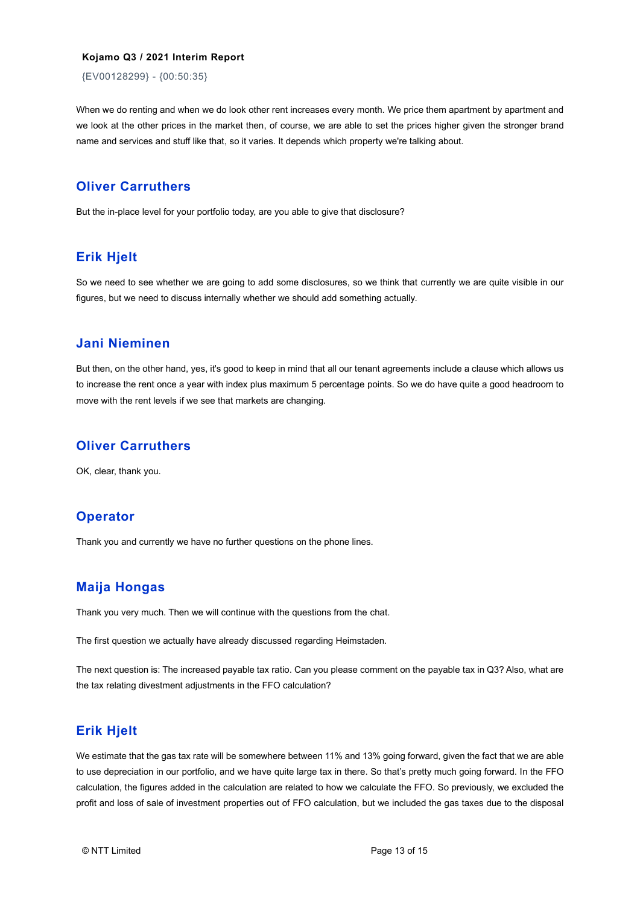When we do renting and when we do look other rent increases every month. We price them apartment by apartment and we look at the other prices in the market then, of course, we are able to set the prices higher given the stronger brand name and services and stuff like that, so it varies. It depends which property we're talking about.

## Oliver Carruthers

But the in-place level for your portfolio today, are you able to give that disclosure?

## Erik Hjelt

So we need to see whether we are going to add some disclosures, so we think that currently we are quite visible in our figures, but we need to discuss internally whether we should add something actually.

## Jani Nieminen

But then, on the other hand, yes, it's good to keep in mind that all our tenant agreements include a clause which allows us to increase the rent once a year with index plus maximum 5 percentage points. So we do have quite a good headroom to move with the rent levels if we see that markets are changing.

## Oliver Carruthers

OK, clear, thank you.

## Operator

Thank you and currently we have no further questions on the phone lines.

## Maija Hongas

Thank you very much. Then we will continue with the questions from the chat.

The first question we actually have already discussed regarding Heimstaden.

The next question is: The increased payable tax ratio. Can you please comment on the payable tax in Q3? Also, what are the tax relating divestment adjustments in the FFO calculation?

## Erik Hjelt

We estimate that the gas tax rate will be somewhere between 11% and 13% going forward, given the fact that we are able to use depreciation in our portfolio, and we have quite large tax in there. So that's pretty much going forward. In the FFO calculation, the figures added in the calculation are related to how we calculate the FFO. So previously, we excluded the profit and loss of sale of investment properties out of FFO calculation, but we included the gas taxes due to the disposal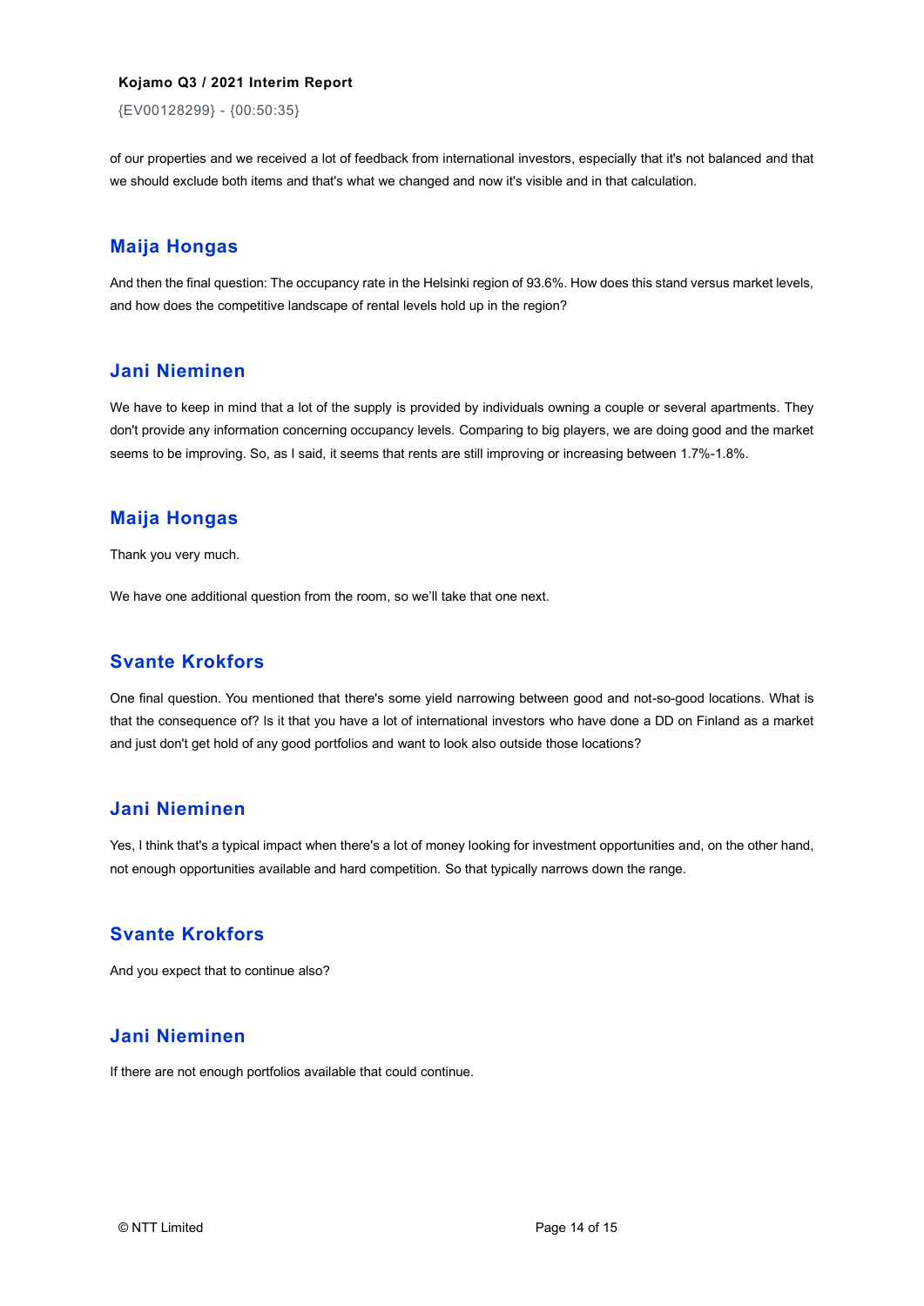of our properties and we received a lot of feedback from international investors, especially that it's not balanced and that we should exclude both items and that's what we changed and now it's visible and in that calculation.

## Maija Hongas

And then the final question: The occupancy rate in the Helsinki region of 93.6%. How does this stand versus market levels, and how does the competitive landscape of rental levels hold up in the region?

## Jani Nieminen

We have to keep in mind that a lot of the supply is provided by individuals owning a couple or several apartments. They don't provide any information concerning occupancy levels. Comparing to big players, we are doing good and the market seems to be improving. So, as I said, it seems that rents are still improving or increasing between 1.7%-1.8%.

## Maija Hongas

Thank you very much.

We have one additional question from the room, so we'll take that one next.

## Svante Krokfors

One final question. You mentioned that there's some yield narrowing between good and not-so-good locations. What is that the consequence of? Is it that you have a lot of international investors who have done a DD on Finland as a market and just don't get hold of any good portfolios and want to look also outside those locations?

## Jani Nieminen

Yes, I think that's a typical impact when there's a lot of money looking for investment opportunities and, on the other hand, not enough opportunities available and hard competition. So that typically narrows down the range.

## Svante Krokfors

And you expect that to continue also?

## Jani Nieminen

If there are not enough portfolios available that could continue.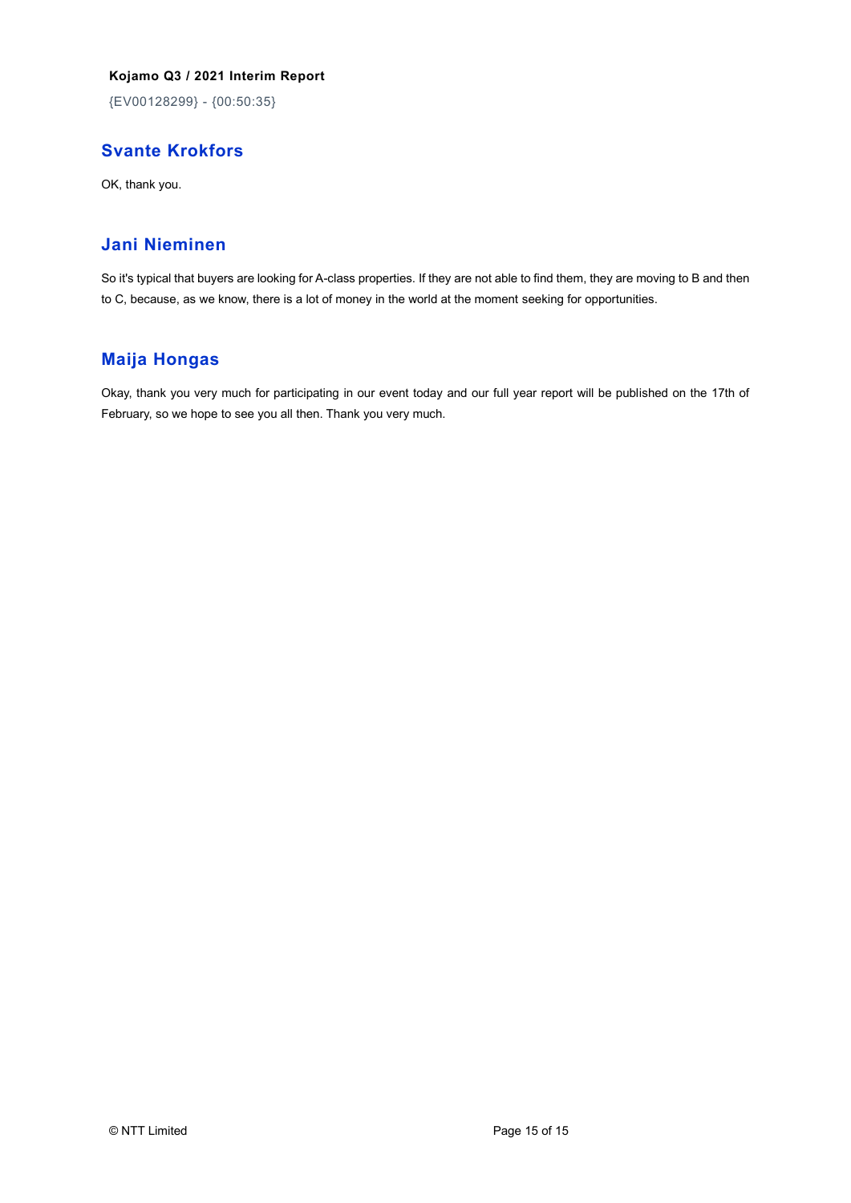## Svante Krokfors

OK, thank you.

## Jani Nieminen

So it's typical that buyers are looking for A-class properties. If they are not able to find them, they are moving to B and then to C, because, as we know, there is a lot of money in the world at the moment seeking for opportunities.

## Maija Hongas

Okay, thank you very much for participating in our event today and our full year report will be published on the 17th of February, so we hope to see you all then. Thank you very much.